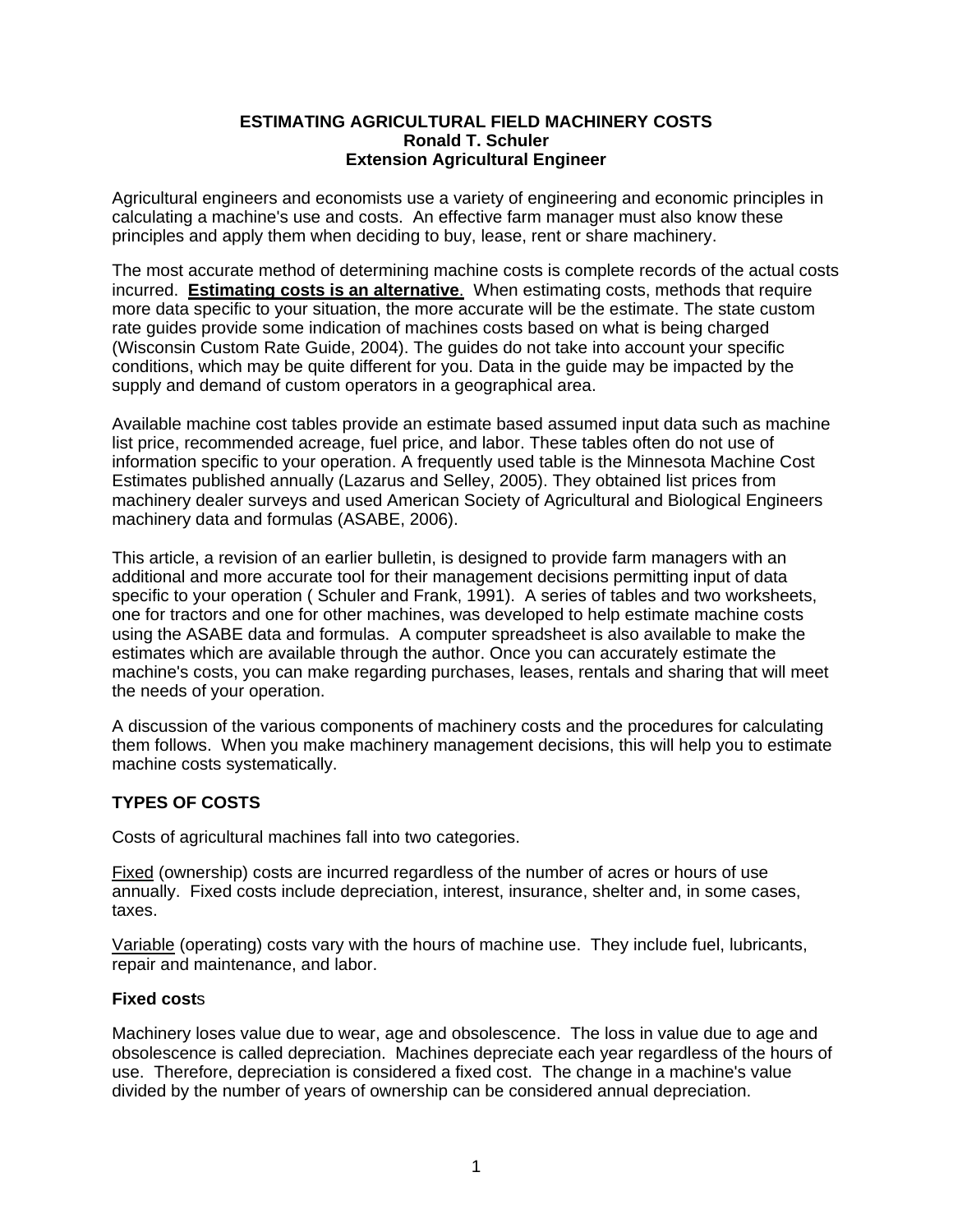# ESTIMATING AGRICULTURAL FIELD MACHINERY COSTS
**Ronald T. Schuler**
**Extension Agricultural Engineer**

Agricultural engineers and economists use a variety of engineering and economic principles in calculating a machine's use and costs. An effective farm manager must also know these principles and apply them when deciding to buy, lease, rent or share machinery.

The most accurate method of determining machine costs is complete records of the actual costs incurred. **Estimating costs is an alternative**. When estimating costs, methods that require more data specific to your situation, the more accurate will be the estimate. The state custom rate guides provide some indication of machines costs based on what is being charged (Wisconsin Custom Rate Guide, 2004). The guides do not take into account your specific conditions, which may be quite different for you. Data in the guide may be impacted by the supply and demand of custom operators in a geographical area.

Available machine cost tables provide an estimate based assumed input data such as machine list price, recommended acreage, fuel price, and labor. These tables often do not use of information specific to your operation. A frequently used table is the Minnesota Machine Cost Estimates published annually (Lazarus and Selley, 2005). They obtained list prices from machinery dealer surveys and used American Society of Agricultural and Biological Engineers machinery data and formulas (ASABE, 2006).

This article, a revision of an earlier bulletin, is designed to provide farm managers with an additional and more accurate tool for their management decisions permitting input of data specific to your operation ( Schuler and Frank, 1991). A series of tables and two worksheets, one for tractors and one for other machines, was developed to help estimate machine costs using the ASABE data and formulas. A computer spreadsheet is also available to make the estimates which are available through the author. Once you can accurately estimate the machine's costs, you can make regarding purchases, leases, rentals and sharing that will meet the needs of your operation.

A discussion of the various components of machinery costs and the procedures for calculating them follows. When you make machinery management decisions, this will help you to estimate machine costs systematically.

## TYPES OF COSTS

Costs of agricultural machines fall into two categories.

Fixed (ownership) costs are incurred regardless of the number of acres or hours of use annually. Fixed costs include depreciation, interest, insurance, shelter and, in some cases, taxes.

Variable (operating) costs vary with the hours of machine use. They include fuel, lubricants, repair and maintenance, and labor.

### Fixed costs

Machinery loses value due to wear, age and obsolescence. The loss in value due to age and obsolescence is called depreciation. Machines depreciate each year regardless of the hours of use. Therefore, depreciation is considered a fixed cost. The change in a machine's value divided by the number of years of ownership can be considered annual depreciation.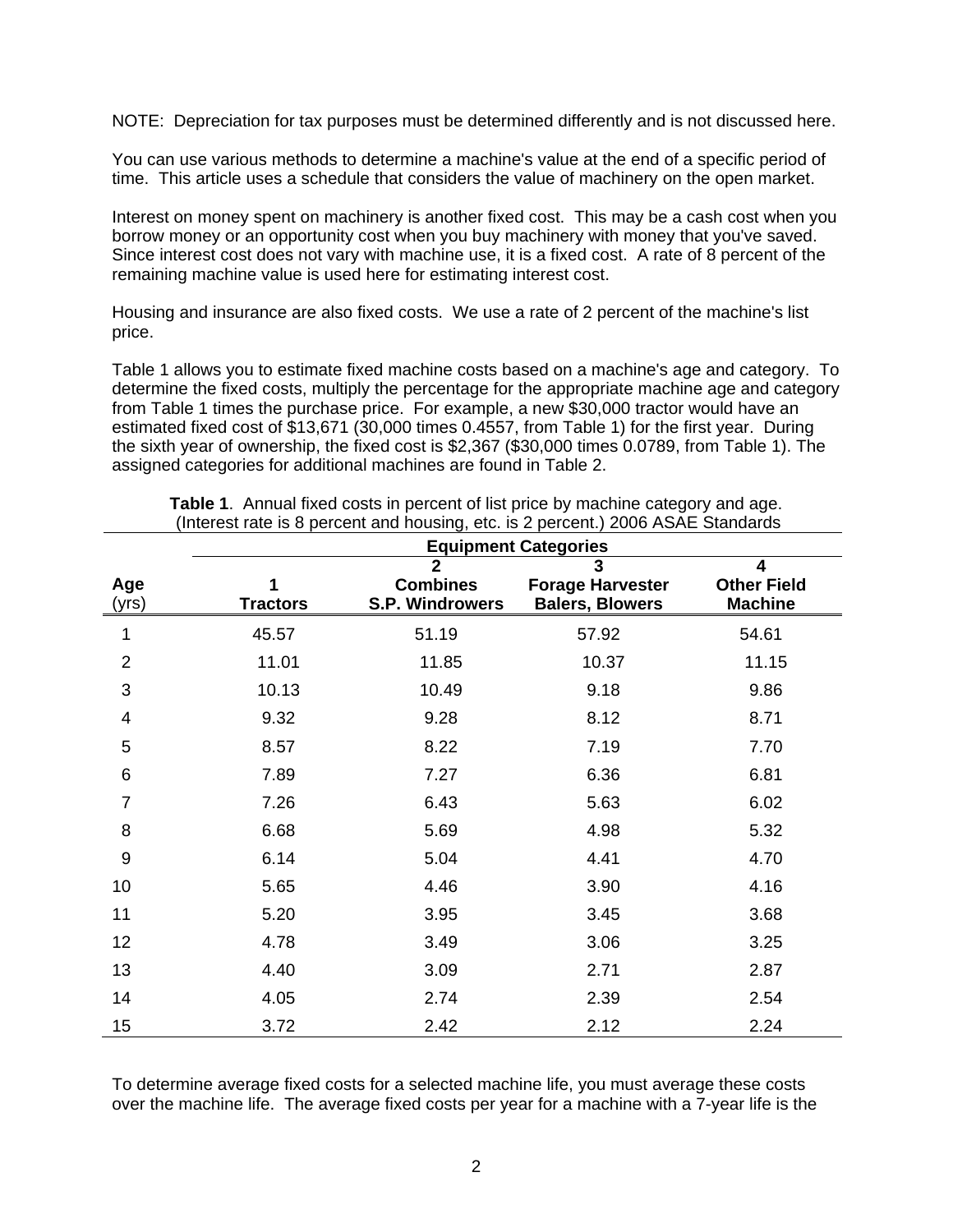NOTE: Depreciation for tax purposes must be determined differently and is not discussed here.

You can use various methods to determine a machine's value at the end of a specific period of time. This article uses a schedule that considers the value of machinery on the open market.

Interest on money spent on machinery is another fixed cost. This may be a cash cost when you borrow money or an opportunity cost when you buy machinery with money that you've saved. Since interest cost does not vary with machine use, it is a fixed cost. A rate of 8 percent of the remaining machine value is used here for estimating interest cost.

Housing and insurance are also fixed costs. We use a rate of 2 percent of the machine's list price.

Table 1 allows you to estimate fixed machine costs based on a machine's age and category. To determine the fixed costs, multiply the percentage for the appropriate machine age and category from Table 1 times the purchase price. For example, a new $30,000 tractor would have an estimated fixed cost of $13,671 (30,000 times 0.4557, from Table 1) for the first year. During the sixth year of ownership, the fixed cost is $2,367 ($30,000 times 0.0789, from Table 1). The assigned categories for additional machines are found in Table 2.

**Table 1**. Annual fixed costs in percent of list price by machine category and age. (Interest rate is 8 percent and housing, etc. is 2 percent.) 2006 ASAE Standards

| | **Equipment Categories** | | | |
|---|---|---|---|---|
| **Age** (yrs) | **1 Tractors** | **2 Combines S.P. Windrowers** | **3 Forage Harvester Balers, Blowers** | **4 Other Field Machine** |
| 1 | 45.57 | 51.19 | 57.92 | 54.61 |
| 2 | 11.01 | 11.85 | 10.37 | 11.15 |
| 3 | 10.13 | 10.49 | 9.18 | 9.86 |
| 4 | 9.32 | 9.28 | 8.12 | 8.71 |
| 5 | 8.57 | 8.22 | 7.19 | 7.70 |
| 6 | 7.89 | 7.27 | 6.36 | 6.81 |
| 7 | 7.26 | 6.43 | 5.63 | 6.02 |
| 8 | 6.68 | 5.69 | 4.98 | 5.32 |
| 9 | 6.14 | 5.04 | 4.41 | 4.70 |
| 10 | 5.65 | 4.46 | 3.90 | 4.16 |
| 11 | 5.20 | 3.95 | 3.45 | 3.68 |
| 12 | 4.78 | 3.49 | 3.06 | 3.25 |
| 13 | 4.40 | 3.09 | 2.71 | 2.87 |
| 14 | 4.05 | 2.74 | 2.39 | 2.54 |
| 15 | 3.72 | 2.42 | 2.12 | 2.24 |

To determine average fixed costs for a selected machine life, you must average these costs over the machine life. The average fixed costs per year for a machine with a 7-year life is the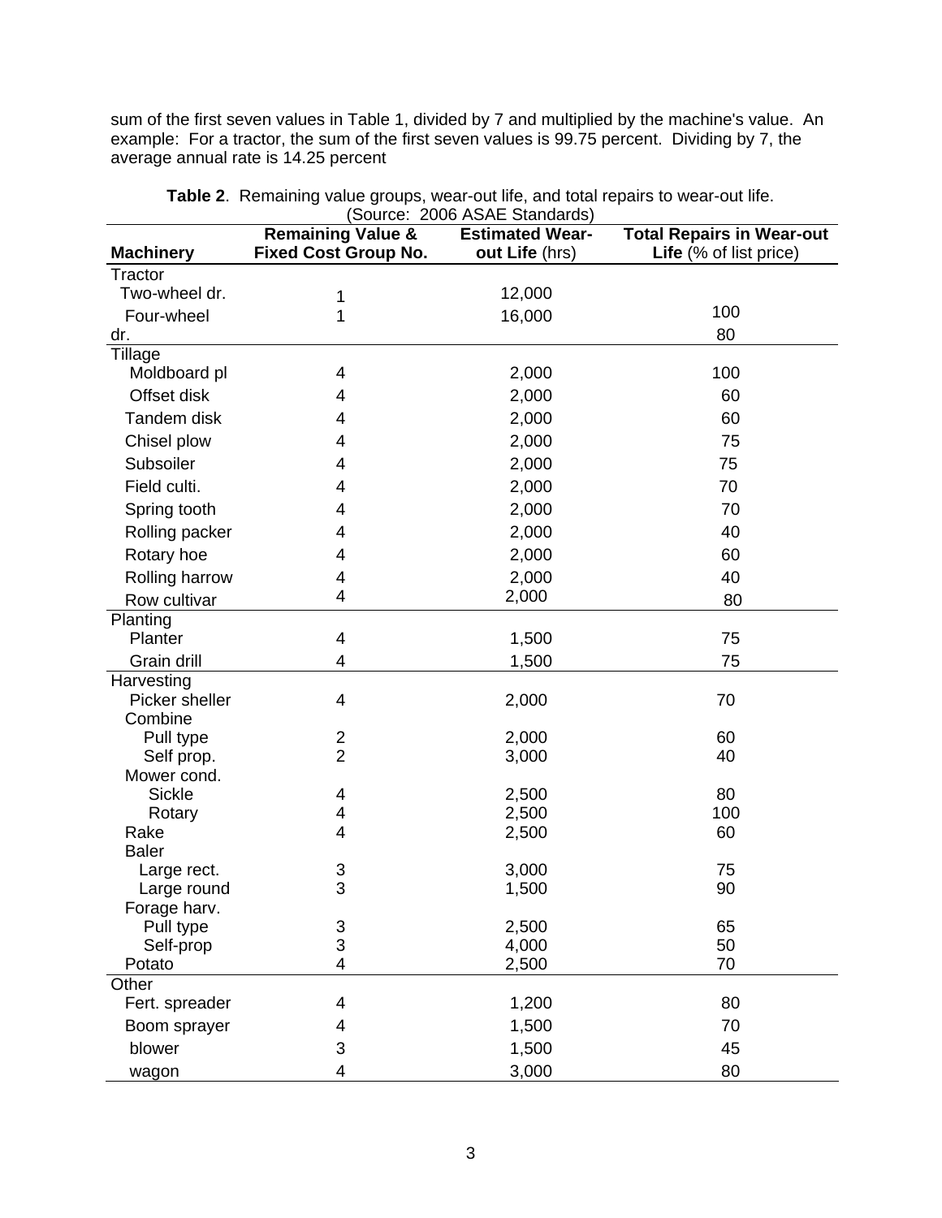sum of the first seven values in Table 1, divided by 7 and multiplied by the machine's value. An example: For a tractor, the sum of the first seven values is 99.75 percent. Dividing by 7, the average annual rate is 14.25 percent

**Table 2**. Remaining value groups, wear-out life, and total repairs to wear-out life. (Source: 2006 ASAE Standards)

| Machinery | Remaining Value & Fixed Cost Group No. | Estimated Wear-out Life (hrs) | Total Repairs in Wear-out Life (% of list price) |
|---|---|---|---|
| Tractor | | | |
| Two-wheel dr. | 1 | 12,000 | 100 |
| Four-wheel dr. | 1 | 16,000 | 80 |
| Tillage | | | |
| Moldboard pl | 4 | 2,000 | 100 |
| Offset disk | 4 | 2,000 | 60 |
| Tandem disk | 4 | 2,000 | 60 |
| Chisel plow | 4 | 2,000 | 75 |
| Subsoiler | 4 | 2,000 | 75 |
| Field culti. | 4 | 2,000 | 70 |
| Spring tooth | 4 | 2,000 | 70 |
| Rolling packer | 4 | 2,000 | 40 |
| Rotary hoe | 4 | 2,000 | 60 |
| Rolling harrow | 4 | 2,000 | 40 |
| Row cultivar | 4 | 2,000 | 80 |
| Planting | | | |
| Planter | 4 | 1,500 | 75 |
| Grain drill | 4 | 1,500 | 75 |
| Harvesting | | | |
| Picker sheller | 4 | 2,000 | 70 |
| Combine | | | |
| Pull type | 2 | 2,000 | 60 |
| Self prop. | 2 | 3,000 | 40 |
| Mower cond. | | | |
| Sickle | 4 | 2,500 | 80 |
| Rotary | 4 | 2,500 | 100 |
| Rake | 4 | 2,500 | 60 |
| Baler | | | |
| Large rect. | 3 | 3,000 | 75 |
| Large round | 3 | 1,500 | 90 |
| Forage harv. | | | |
| Pull type | 3 | 2,500 | 65 |
| Self-prop | 3 | 4,000 | 50 |
| Potato | 4 | 2,500 | 70 |
| Other | | | |
| Fert. spreader | 4 | 1,200 | 80 |
| Boom sprayer | 4 | 1,500 | 70 |
| blower | 3 | 1,500 | 45 |
| wagon | 4 | 3,000 | 80 |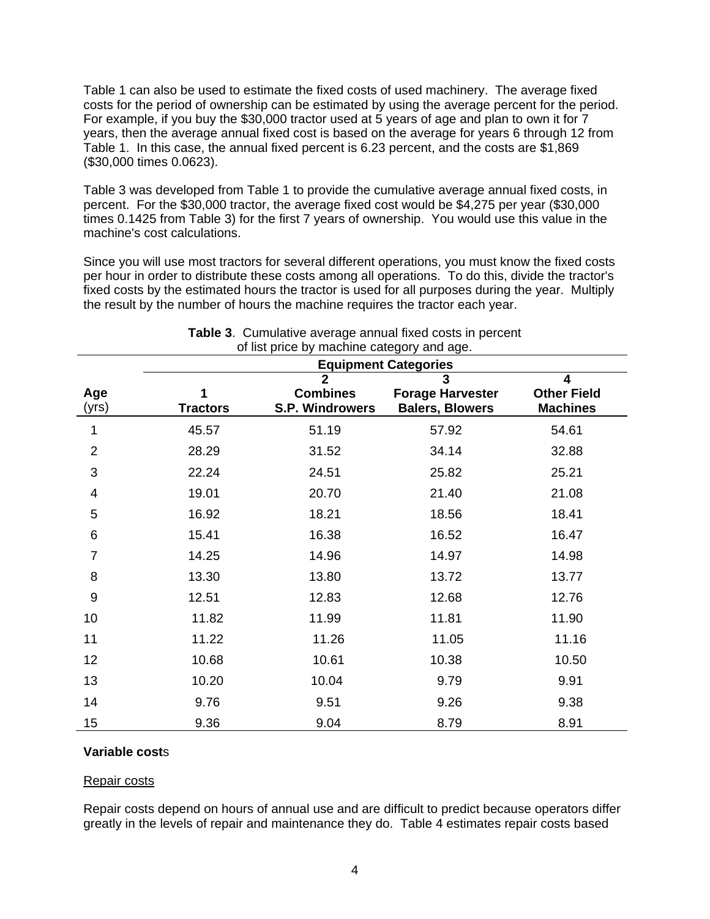Table 1 can also be used to estimate the fixed costs of used machinery. The average fixed costs for the period of ownership can be estimated by using the average percent for the period. For example, if you buy the $30,000 tractor used at 5 years of age and plan to own it for 7 years, then the average annual fixed cost is based on the average for years 6 through 12 from Table 1. In this case, the annual fixed percent is 6.23 percent, and the costs are $1,869 ($30,000 times 0.0623).

Table 3 was developed from Table 1 to provide the cumulative average annual fixed costs, in percent. For the $30,000 tractor, the average fixed cost would be $4,275 per year ($30,000 times 0.1425 from Table 3) for the first 7 years of ownership. You would use this value in the machine's cost calculations.

Since you will use most tractors for several different operations, you must know the fixed costs per hour in order to distribute these costs among all operations. To do this, divide the tractor's fixed costs by the estimated hours the tractor is used for all purposes during the year. Multiply the result by the number of hours the machine requires the tractor each year.

**Table 3**. Cumulative average annual fixed costs in percent of list price by machine category and age.

| | Equipment Categories | | | |
|---|---|---|---|---|
| **Age** (yrs) | **1 Tractors** | **2 Combines S.P. Windrowers** | **3 Forage Harvester Balers, Blowers** | **4 Other Field Machines** |
| 1 | 45.57 | 51.19 | 57.92 | 54.61 |
| 2 | 28.29 | 31.52 | 34.14 | 32.88 |
| 3 | 22.24 | 24.51 | 25.82 | 25.21 |
| 4 | 19.01 | 20.70 | 21.40 | 21.08 |
| 5 | 16.92 | 18.21 | 18.56 | 18.41 |
| 6 | 15.41 | 16.38 | 16.52 | 16.47 |
| 7 | 14.25 | 14.96 | 14.97 | 14.98 |
| 8 | 13.30 | 13.80 | 13.72 | 13.77 |
| 9 | 12.51 | 12.83 | 12.68 | 12.76 |
| 10 | 11.82 | 11.99 | 11.81 | 11.90 |
| 11 | 11.22 | 11.26 | 11.05 | 11.16 |
| 12 | 10.68 | 10.61 | 10.38 | 10.50 |
| 13 | 10.20 | 10.04 | 9.79 | 9.91 |
| 14 | 9.76 | 9.51 | 9.26 | 9.38 |
| 15 | 9.36 | 9.04 | 8.79 | 8.91 |

**Variable costs**

Repair costs

Repair costs depend on hours of annual use and are difficult to predict because operators differ greatly in the levels of repair and maintenance they do. Table 4 estimates repair costs based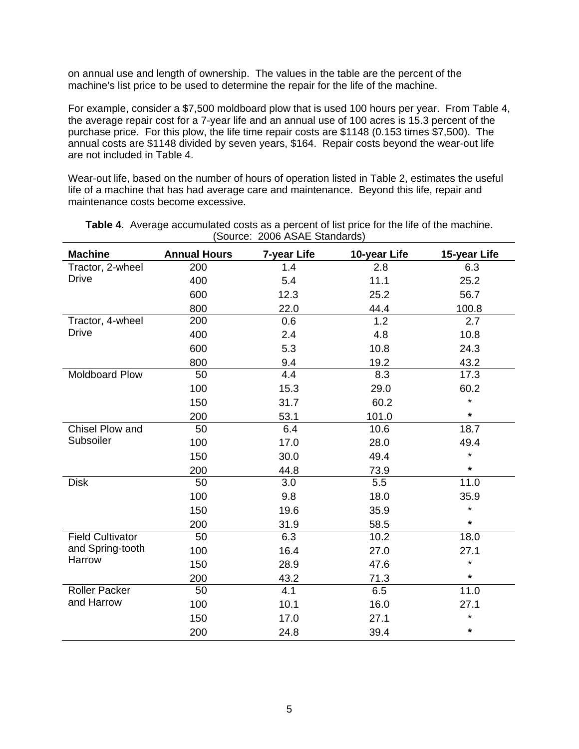on annual use and length of ownership. The values in the table are the percent of the machine's list price to be used to determine the repair for the life of the machine.

For example, consider a $7,500 moldboard plow that is used 100 hours per year. From Table 4, the average repair cost for a 7-year life and an annual use of 100 acres is 15.3 percent of the purchase price. For this plow, the life time repair costs are $1148 (0.153 times $7,500). The annual costs are $1148 divided by seven years, $164. Repair costs beyond the wear-out life are not included in Table 4.

Wear-out life, based on the number of hours of operation listed in Table 2, estimates the useful life of a machine that has had average care and maintenance. Beyond this life, repair and maintenance costs become excessive.

**Table 4**. Average accumulated costs as a percent of list price for the life of the machine. (Source: 2006 ASAE Standards)

| Machine | Annual Hours | 7-year Life | 10-year Life | 15-year Life |
|---|---|---|---|---|
| Tractor, 2-wheel Drive | 200 | 1.4 | 2.8 | 6.3 |
| | 400 | 5.4 | 11.1 | 25.2 |
| | 600 | 12.3 | 25.2 | 56.7 |
| | 800 | 22.0 | 44.4 | 100.8 |
| Tractor, 4-wheel Drive | 200 | 0.6 | 1.2 | 2.7 |
| | 400 | 2.4 | 4.8 | 10.8 |
| | 600 | 5.3 | 10.8 | 24.3 |
| | 800 | 9.4 | 19.2 | 43.2 |
| Moldboard Plow | 50 | 4.4 | 8.3 | 17.3 |
| | 100 | 15.3 | 29.0 | 60.2 |
| | 150 | 31.7 | 60.2 | * |
| | 200 | 53.1 | 101.0 | * |
| Chisel Plow and Subsoiler | 50 | 6.4 | 10.6 | 18.7 |
| | 100 | 17.0 | 28.0 | 49.4 |
| | 150 | 30.0 | 49.4 | * |
| | 200 | 44.8 | 73.9 | * |
| Disk | 50 | 3.0 | 5.5 | 11.0 |
| | 100 | 9.8 | 18.0 | 35.9 |
| | 150 | 19.6 | 35.9 | * |
| | 200 | 31.9 | 58.5 | * |
| Field Cultivator and Spring-tooth Harrow | 50 | 6.3 | 10.2 | 18.0 |
| | 100 | 16.4 | 27.0 | 27.1 |
| | 150 | 28.9 | 47.6 | * |
| | 200 | 43.2 | 71.3 | * |
| Roller Packer and Harrow | 50 | 4.1 | 6.5 | 11.0 |
| | 100 | 10.1 | 16.0 | 27.1 |
| | 150 | 17.0 | 27.1 | * |
| | 200 | 24.8 | 39.4 | * |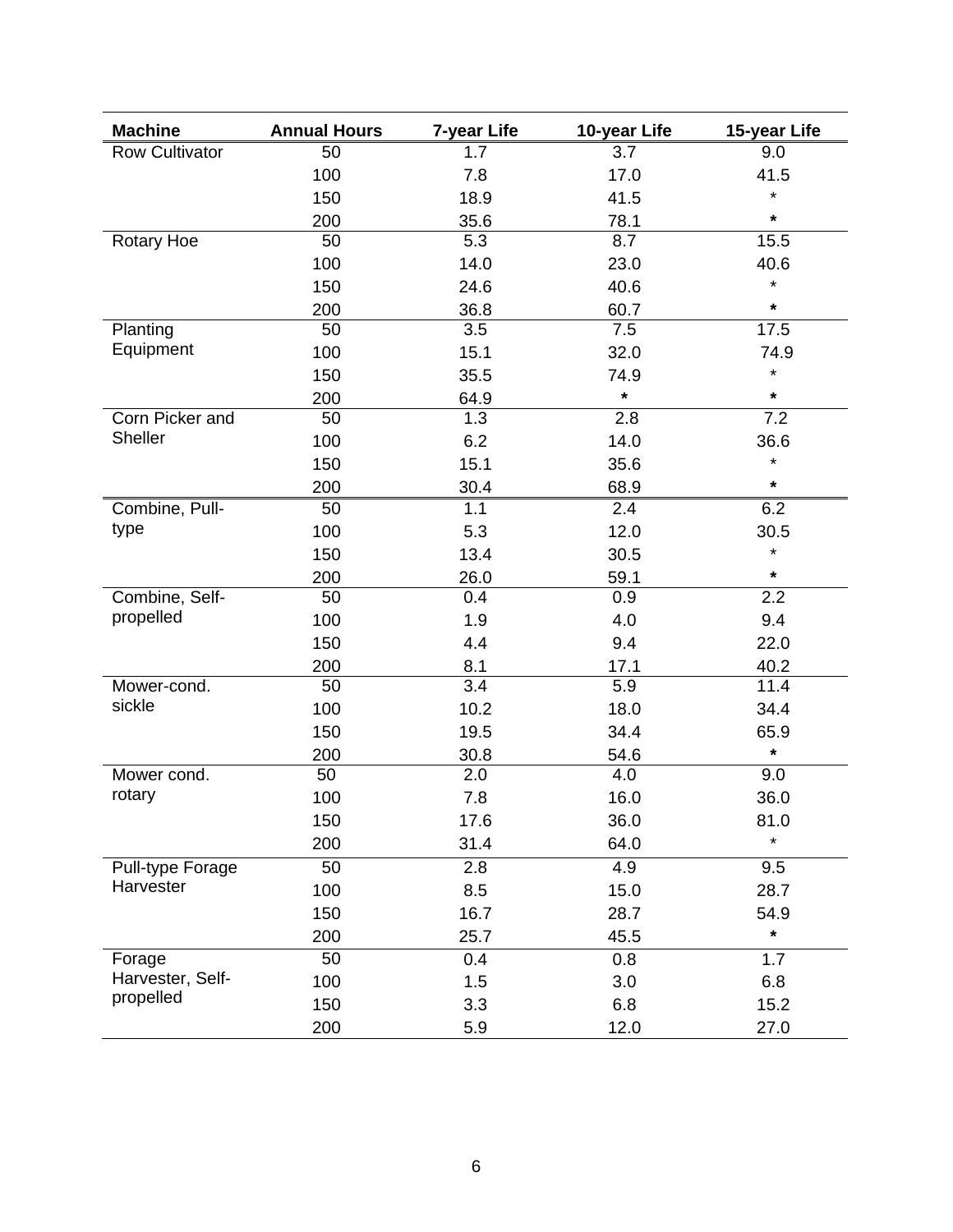| Machine | Annual Hours | 7-year Life | 10-year Life | 15-year Life |
|---|---|---|---|---|
| Row Cultivator | 50 | 1.7 | 3.7 | 9.0 |
| | 100 | 7.8 | 17.0 | 41.5 |
| | 150 | 18.9 | 41.5 | * |
| | 200 | 35.6 | 78.1 | * |
| Rotary Hoe | 50 | 5.3 | 8.7 | 15.5 |
| | 100 | 14.0 | 23.0 | 40.6 |
| | 150 | 24.6 | 40.6 | * |
| | 200 | 36.8 | 60.7 | * |
| Planting Equipment | 50 | 3.5 | 7.5 | 17.5 |
| | 100 | 15.1 | 32.0 | 74.9 |
| | 150 | 35.5 | 74.9 | * |
| | 200 | 64.9 | * | * |
| Corn Picker and Sheller | 50 | 1.3 | 2.8 | 7.2 |
| | 100 | 6.2 | 14.0 | 36.6 |
| | 150 | 15.1 | 35.6 | * |
| | 200 | 30.4 | 68.9 | * |
| Combine, Pull-type | 50 | 1.1 | 2.4 | 6.2 |
| | 100 | 5.3 | 12.0 | 30.5 |
| | 150 | 13.4 | 30.5 | * |
| | 200 | 26.0 | 59.1 | * |
| Combine, Self-propelled | 50 | 0.4 | 0.9 | 2.2 |
| | 100 | 1.9 | 4.0 | 9.4 |
| | 150 | 4.4 | 9.4 | 22.0 |
| | 200 | 8.1 | 17.1 | 40.2 |
| Mower-cond. sickle | 50 | 3.4 | 5.9 | 11.4 |
| | 100 | 10.2 | 18.0 | 34.4 |
| | 150 | 19.5 | 34.4 | 65.9 |
| | 200 | 30.8 | 54.6 | * |
| Mower cond. rotary | 50 | 2.0 | 4.0 | 9.0 |
| | 100 | 7.8 | 16.0 | 36.0 |
| | 150 | 17.6 | 36.0 | 81.0 |
| | 200 | 31.4 | 64.0 | * |
| Pull-type Forage Harvester | 50 | 2.8 | 4.9 | 9.5 |
| | 100 | 8.5 | 15.0 | 28.7 |
| | 150 | 16.7 | 28.7 | 54.9 |
| | 200 | 25.7 | 45.5 | * |
| Forage Harvester, Self-propelled | 50 | 0.4 | 0.8 | 1.7 |
| | 100 | 1.5 | 3.0 | 6.8 |
| | 150 | 3.3 | 6.8 | 15.2 |
| | 200 | 5.9 | 12.0 | 27.0 |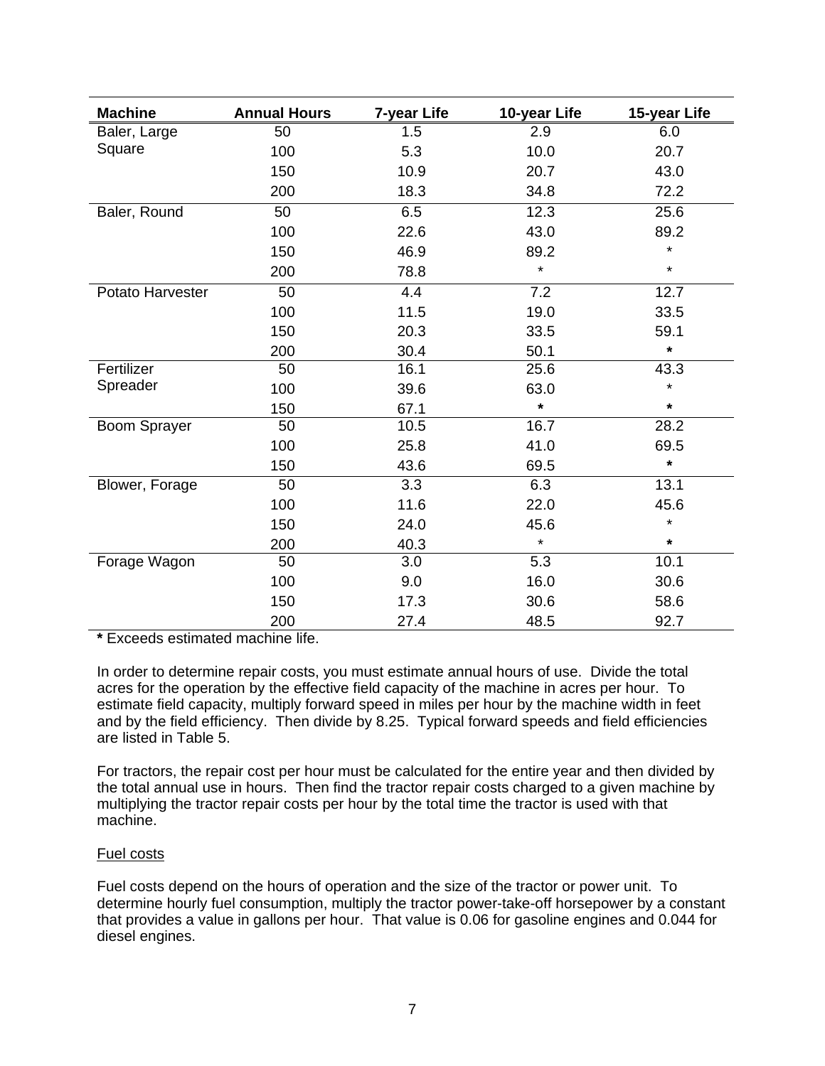| Machine | Annual Hours | 7-year Life | 10-year Life | 15-year Life |
|---|---|---|---|---|
| Baler, Large Square | 50 | 1.5 | 2.9 | 6.0 |
| | 100 | 5.3 | 10.0 | 20.7 |
| | 150 | 10.9 | 20.7 | 43.0 |
| | 200 | 18.3 | 34.8 | 72.2 |
| Baler, Round | 50 | 6.5 | 12.3 | 25.6 |
| | 100 | 22.6 | 43.0 | 89.2 |
| | 150 | 46.9 | 89.2 | * |
| | 200 | 78.8 | * | * |
| Potato Harvester | 50 | 4.4 | 7.2 | 12.7 |
| | 100 | 11.5 | 19.0 | 33.5 |
| | 150 | 20.3 | 33.5 | 59.1 |
| | 200 | 30.4 | 50.1 | * |
| Fertilizer Spreader | 50 | 16.1 | 25.6 | 43.3 |
| | 100 | 39.6 | 63.0 | * |
| | 150 | 67.1 | * | * |
| Boom Sprayer | 50 | 10.5 | 16.7 | 28.2 |
| | 100 | 25.8 | 41.0 | 69.5 |
| | 150 | 43.6 | 69.5 | * |
| Blower, Forage | 50 | 3.3 | 6.3 | 13.1 |
| | 100 | 11.6 | 22.0 | 45.6 |
| | 150 | 24.0 | 45.6 | * |
| | 200 | 40.3 | * | * |
| Forage Wagon | 50 | 3.0 | 5.3 | 10.1 |
| | 100 | 9.0 | 16.0 | 30.6 |
| | 150 | 17.3 | 30.6 | 58.6 |
| | 200 | 27.4 | 48.5 | 92.7 |

**\*** Exceeds estimated machine life.

In order to determine repair costs, you must estimate annual hours of use. Divide the total acres for the operation by the effective field capacity of the machine in acres per hour. To estimate field capacity, multiply forward speed in miles per hour by the machine width in feet and by the field efficiency. Then divide by 8.25. Typical forward speeds and field efficiencies are listed in Table 5.

For tractors, the repair cost per hour must be calculated for the entire year and then divided by the total annual use in hours. Then find the tractor repair costs charged to a given machine by multiplying the tractor repair costs per hour by the total time the tractor is used with that machine.

Fuel costs

Fuel costs depend on the hours of operation and the size of the tractor or power unit. To determine hourly fuel consumption, multiply the tractor power-take-off horsepower by a constant that provides a value in gallons per hour. That value is 0.06 for gasoline engines and 0.044 for diesel engines.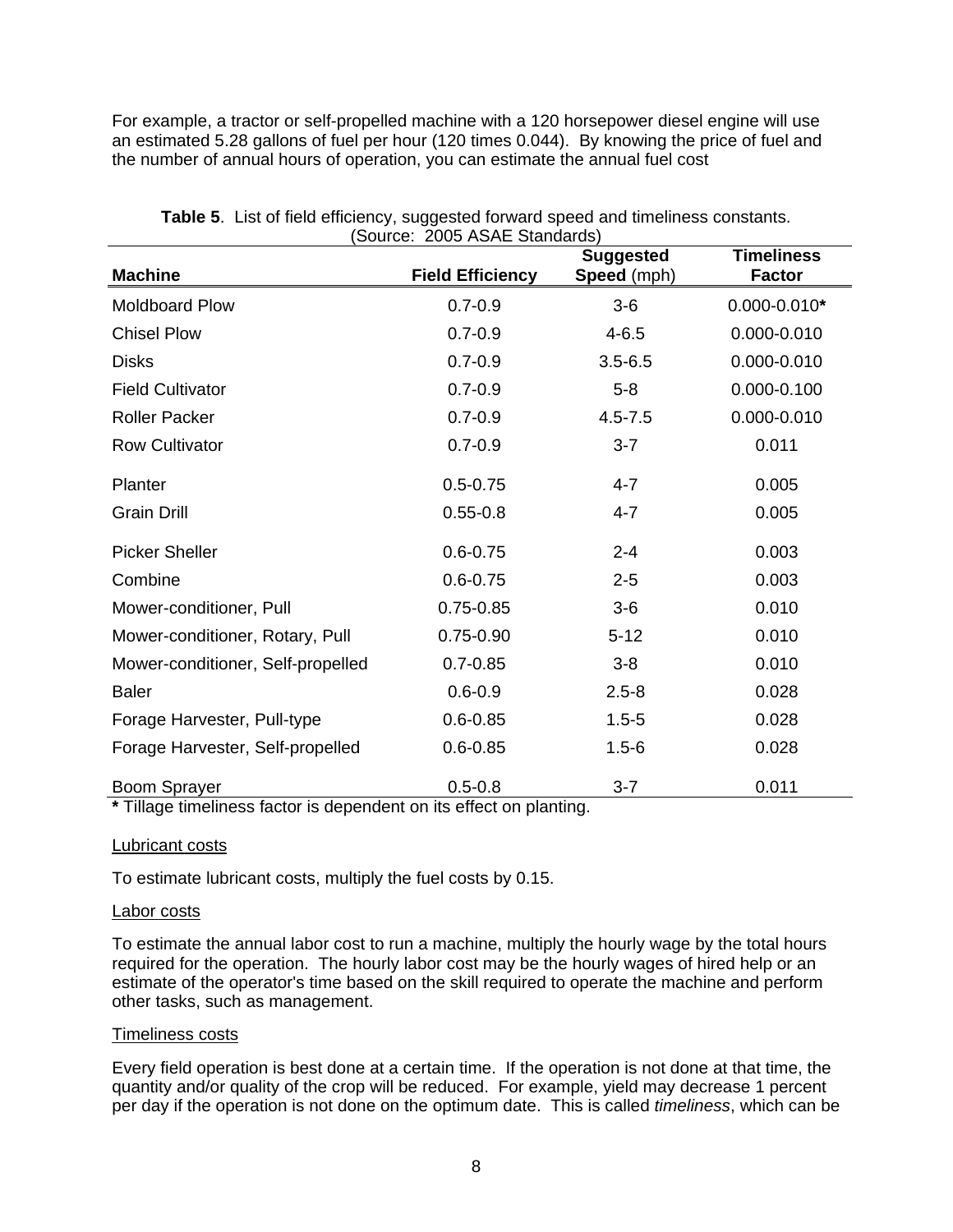For example, a tractor or self-propelled machine with a 120 horsepower diesel engine will use an estimated 5.28 gallons of fuel per hour (120 times 0.044). By knowing the price of fuel and the number of annual hours of operation, you can estimate the annual fuel cost

**Table 5**. List of field efficiency, suggested forward speed and timeliness constants. (Source: 2005 ASAE Standards)

| Machine | Field Efficiency | Suggested Speed (mph) | Timeliness Factor |
|---|---|---|---|
| Moldboard Plow | 0.7-0.9 | 3-6 | 0.000-0.010* |
| Chisel Plow | 0.7-0.9 | 4-6.5 | 0.000-0.010 |
| Disks | 0.7-0.9 | 3.5-6.5 | 0.000-0.010 |
| Field Cultivator | 0.7-0.9 | 5-8 | 0.000-0.100 |
| Roller Packer | 0.7-0.9 | 4.5-7.5 | 0.000-0.010 |
| Row Cultivator | 0.7-0.9 | 3-7 | 0.011 |
| Planter | 0.5-0.75 | 4-7 | 0.005 |
| Grain Drill | 0.55-0.8 | 4-7 | 0.005 |
| Picker Sheller | 0.6-0.75 | 2-4 | 0.003 |
| Combine | 0.6-0.75 | 2-5 | 0.003 |
| Mower-conditioner, Pull | 0.75-0.85 | 3-6 | 0.010 |
| Mower-conditioner, Rotary, Pull | 0.75-0.90 | 5-12 | 0.010 |
| Mower-conditioner, Self-propelled | 0.7-0.85 | 3-8 | 0.010 |
| Baler | 0.6-0.9 | 2.5-8 | 0.028 |
| Forage Harvester, Pull-type | 0.6-0.85 | 1.5-5 | 0.028 |
| Forage Harvester, Self-propelled | 0.6-0.85 | 1.5-6 | 0.028 |
| Boom Sprayer | 0.5-0.8 | 3-7 | 0.011 |

**\*** Tillage timeliness factor is dependent on its effect on planting.

Lubricant costs

To estimate lubricant costs, multiply the fuel costs by 0.15.

Labor costs

To estimate the annual labor cost to run a machine, multiply the hourly wage by the total hours required for the operation. The hourly labor cost may be the hourly wages of hired help or an estimate of the operator's time based on the skill required to operate the machine and perform other tasks, such as management.

Timeliness costs

Every field operation is best done at a certain time. If the operation is not done at that time, the quantity and/or quality of the crop will be reduced. For example, yield may decrease 1 percent per day if the operation is not done on the optimum date. This is called *timeliness*, which can be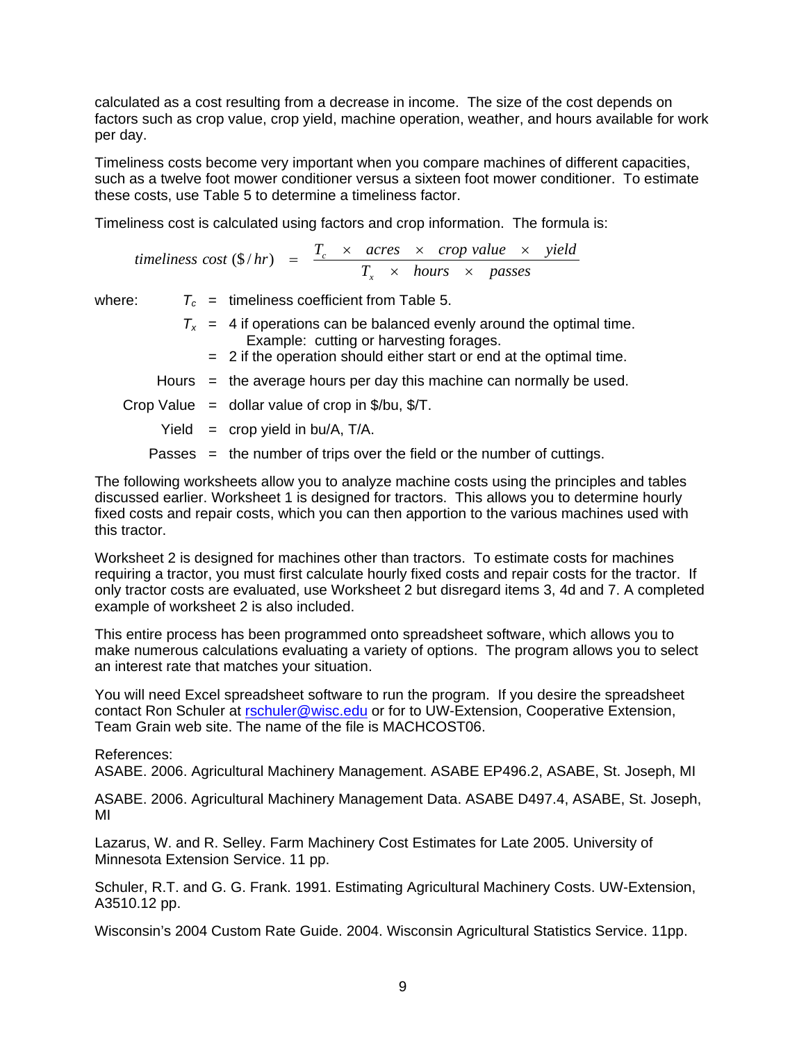calculated as a cost resulting from a decrease in income. The size of the cost depends on factors such as crop value, crop yield, machine operation, weather, and hours available for work per day.

Timeliness costs become very important when you compare machines of different capacities, such as a twelve foot mower conditioner versus a sixteen foot mower conditioner. To estimate these costs, use Table 5 to determine a timeliness factor.

Timeliness cost is calculated using factors and crop information. The formula is:

$$timeliness\ cost\ (\$/hr) = \frac{T_c \times acres \times crop\ value \times yield}{T_x \times hours \times passes}$$

where:

- $T_c$ = timeliness coefficient from Table 5.
- $T_x$ = 4 if operations can be balanced evenly around the optimal time. Example: cutting or harvesting forages.
  = 2 if the operation should either start or end at the optimal time.
- Hours = the average hours per day this machine can normally be used.
- Crop Value = dollar value of crop in $/bu, $/T.
- Yield = crop yield in bu/A, T/A.
- Passes = the number of trips over the field or the number of cuttings.

The following worksheets allow you to analyze machine costs using the principles and tables discussed earlier. Worksheet 1 is designed for tractors. This allows you to determine hourly fixed costs and repair costs, which you can then apportion to the various machines used with this tractor.

Worksheet 2 is designed for machines other than tractors. To estimate costs for machines requiring a tractor, you must first calculate hourly fixed costs and repair costs for the tractor. If only tractor costs are evaluated, use Worksheet 2 but disregard items 3, 4d and 7. A completed example of worksheet 2 is also included.

This entire process has been programmed onto spreadsheet software, which allows you to make numerous calculations evaluating a variety of options. The program allows you to select an interest rate that matches your situation.

You will need Excel spreadsheet software to run the program. If you desire the spreadsheet contact Ron Schuler at rschuler@wisc.edu or for to UW-Extension, Cooperative Extension, Team Grain web site. The name of the file is MACHCOST06.

References:

ASABE. 2006. Agricultural Machinery Management. ASABE EP496.2, ASABE, St. Joseph, MI

ASABE. 2006. Agricultural Machinery Management Data. ASABE D497.4, ASABE, St. Joseph, MI

Lazarus, W. and R. Selley. Farm Machinery Cost Estimates for Late 2005. University of Minnesota Extension Service. 11 pp.

Schuler, R.T. and G. G. Frank. 1991. Estimating Agricultural Machinery Costs. UW-Extension, A3510.12 pp.

Wisconsin's 2004 Custom Rate Guide. 2004. Wisconsin Agricultural Statistics Service. 11pp.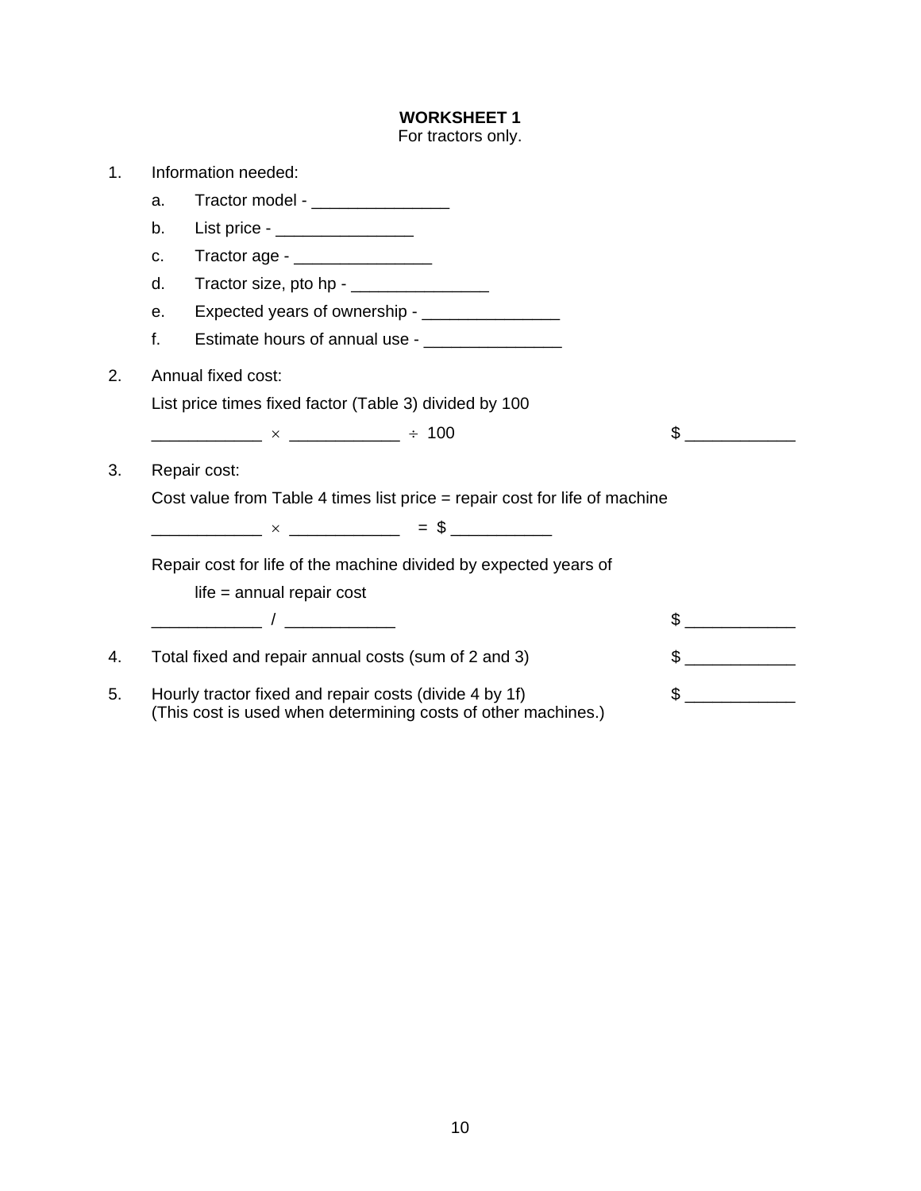**WORKSHEET 1**
For tractors only.

1. Information needed:
   a. Tractor model - _______________
   b. List price - _______________
   c. Tractor age - _______________
   d. Tractor size, pto hp - _______________
   e. Expected years of ownership - _______________
   f. Estimate hours of annual use - _______________

2. Annual fixed cost:

   List price times fixed factor (Table 3) divided by 100

   ____________ × ____________ ÷ 100 $ ____________

3. Repair cost:

   Cost value from Table 4 times list price = repair cost for life of machine

   ____________ × ____________ = $ ___________

   Repair cost for life of the machine divided by expected years of life = annual repair cost

   ____________ / ____________ $ ____________

4. Total fixed and repair annual costs (sum of 2 and 3) $ ____________

5. Hourly tractor fixed and repair costs (divide 4 by 1f) $ ____________
   (This cost is used when determining costs of other machines.)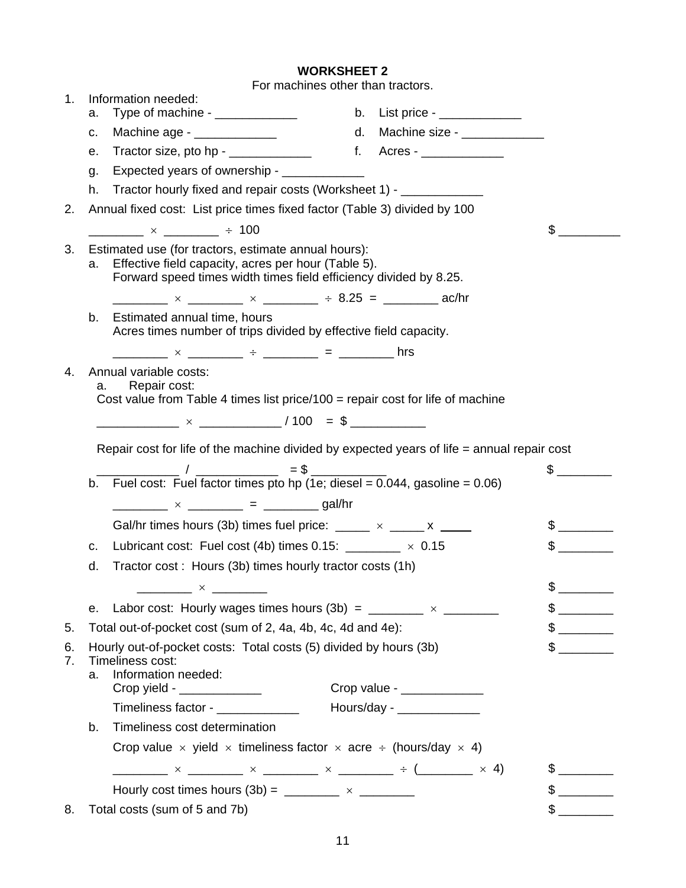**WORKSHEET 2**

For machines other than tractors.

1. Information needed:
   - a. Type of machine - ____________
   - b. List price - ____________
   - c. Machine age - ____________
   - d. Machine size - ____________
   - e. Tractor size, pto hp - ____________
   - f. Acres - ____________
   - g. Expected years of ownership - ____________
   - h. Tractor hourly fixed and repair costs (Worksheet 1) - ____________

2. Annual fixed cost: List price times fixed factor (Table 3) divided by 100

   ________ × ________ ÷ 100 $ _________

3. Estimated use (for tractors, estimate annual hours):
   - a. Effective field capacity, acres per hour (Table 5).
     Forward speed times width times field efficiency divided by 8.25.

     ________ × ________ × ________ ÷ 8.25 = ________ ac/hr

   - b. Estimated annual time, hours
     Acres times number of trips divided by effective field capacity.

     ________ × ________ ÷ ________ = ________ hrs

4. Annual variable costs:
   - a. Repair cost:
     Cost value from Table 4 times list price/100 = repair cost for life of machine

     ____________ × ____________ / 100 = $ ___________

     Repair cost for life of the machine divided by expected years of life = annual repair cost

     ____________ / ____________ = $ ___________ $ ________

   - b. Fuel cost: Fuel factor times pto hp (1e; diesel = 0.044, gasoline = 0.06)

     ________ × ________ = ________ gal/hr

     Gal/hr times hours (3b) times fuel price: _____ × _____ x _____ $ ________

   - c. Lubricant cost: Fuel cost (4b) times 0.15: ________ × 0.15 $ ________
   - d. Tractor cost : Hours (3b) times hourly tractor costs (1h)

     ________ × ________ $ ________

   - e. Labor cost: Hourly wages times hours (3b) = ________ × ________ $ ________

5. Total out-of-pocket cost (sum of 2, 4a, 4b, 4c, 4d and 4e): $ ________
6. Hourly out-of-pocket costs: Total costs (5) divided by hours (3b) $ ________
7. Timeliness cost:
   - a. Information needed:

     Crop yield - ____________ Crop value - ____________

     Timeliness factor - ____________ Hours/day - ____________

   - b. Timeliness cost determination

     Crop value × yield × timeliness factor × acre ÷ (hours/day × 4)

     ________ × ________ × ________ × ________ ÷ (________ × 4) $ ________

     Hourly cost times hours (3b) = ________ × ________ $ ________

8. Total costs (sum of 5 and 7b) $ ________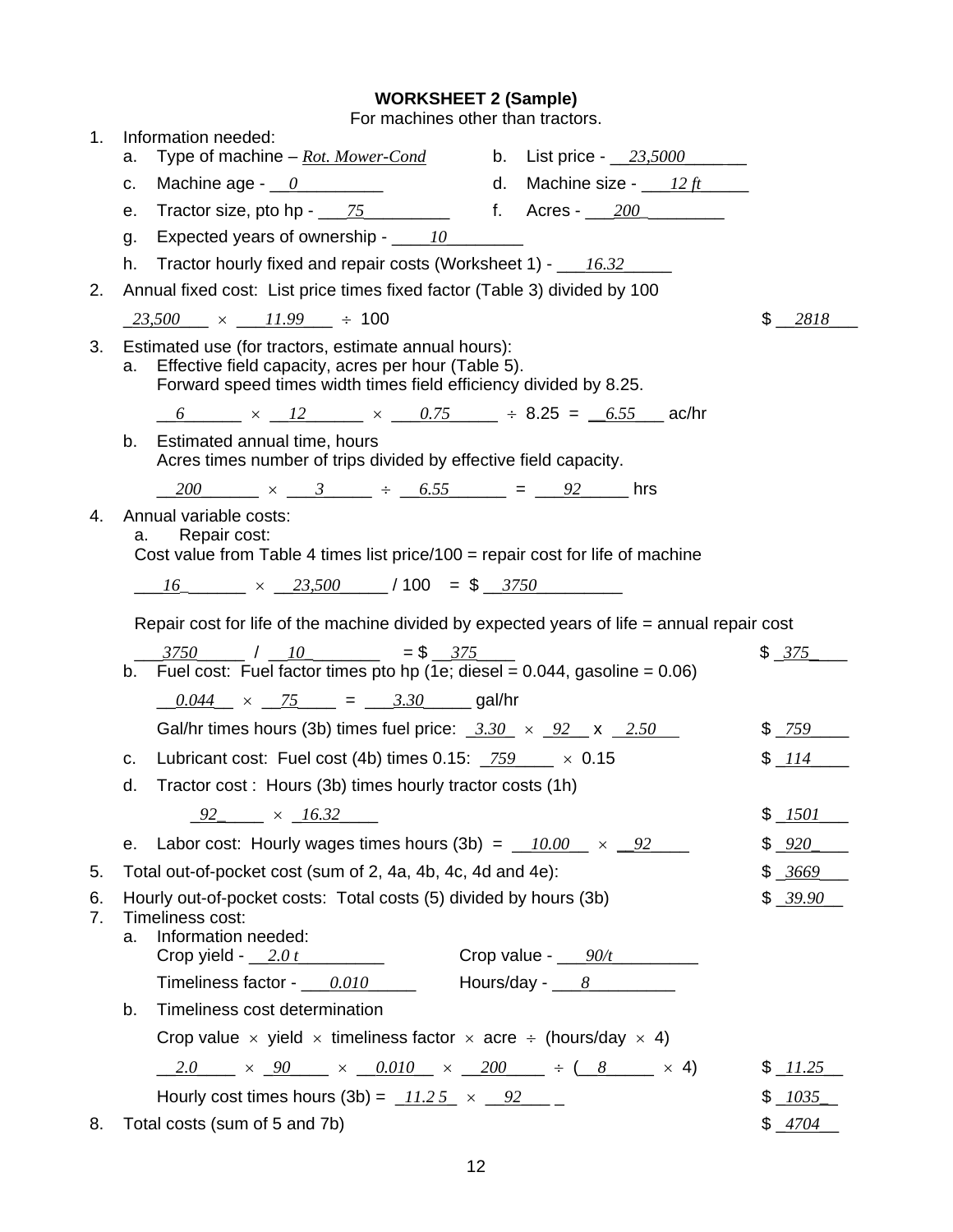**WORKSHEET 2 (Sample)**

For machines other than tractors.

1. Information needed:
   - a. Type of machine – *Rot. Mower-Cond*
   - b. List price - *23,5000*
   - c. Machine age - *0*
   - d. Machine size - *12 ft*
   - e. Tractor size, pto hp - *75*
   - f. Acres - *200*
   - g. Expected years of ownership - *10*
   - h. Tractor hourly fixed and repair costs (Worksheet 1) - *16.32*

2. Annual fixed cost: List price times fixed factor (Table 3) divided by 100

   *23,500* × *11.99* ÷ 100 — $ *2818*

3. Estimated use (for tractors, estimate annual hours):
   - a. Effective field capacity, acres per hour (Table 5).
     Forward speed times width times field efficiency divided by 8.25.

     *6* × *12* × *0.75* ÷ 8.25 = *6.55* ac/hr
   - b. Estimated annual time, hours
     Acres times number of trips divided by effective field capacity.

     *200* × *3* ÷ *6.55* = *92* hrs

4. Annual variable costs:
   - a. Repair cost:
     Cost value from Table 4 times list price/100 = repair cost for life of machine

     *16* × *23,500* / 100 = $ *3750*

     Repair cost for life of the machine divided by expected years of life = annual repair cost

     *3750* / *10* = $ *375* — $ *375*
   - b. Fuel cost: Fuel factor times pto hp (1e; diesel = 0.044, gasoline = 0.06)

     *0.044* × *75* = *3.30* gal/hr

     Gal/hr times hours (3b) times fuel price: *3.30* × *92* x *2.50* — $ *759*
   - c. Lubricant cost: Fuel cost (4b) times 0.15: *759* × 0.15 — $ *114*
   - d. Tractor cost : Hours (3b) times hourly tractor costs (1h)

     *92* × *16.32* — $ *1501*
   - e. Labor cost: Hourly wages times hours (3b) = *10.00* × *92* — $ *920*

5. Total out-of-pocket cost (sum of 2, 4a, 4b, 4c, 4d and 4e): — $ *3669*

6. Hourly out-of-pocket costs: Total costs (5) divided by hours (3b) — $ *39.90*

7. Timeliness cost:
   - a. Information needed:
     - Crop yield - *2.0 t*
     - Crop value - *90/t*
     - Timeliness factor - *0.010*
     - Hours/day - *8*
   - b. Timeliness cost determination

     Crop value × yield × timeliness factor × acre ÷ (hours/day × 4)

     *2.0* × *90* × *0.010* × *200* ÷ (*8* × 4) — $ *11.25*

     Hourly cost times hours (3b) = *11.2 5* × *92* — $ *1035*

8. Total costs (sum of 5 and 7b) — $ *4704*